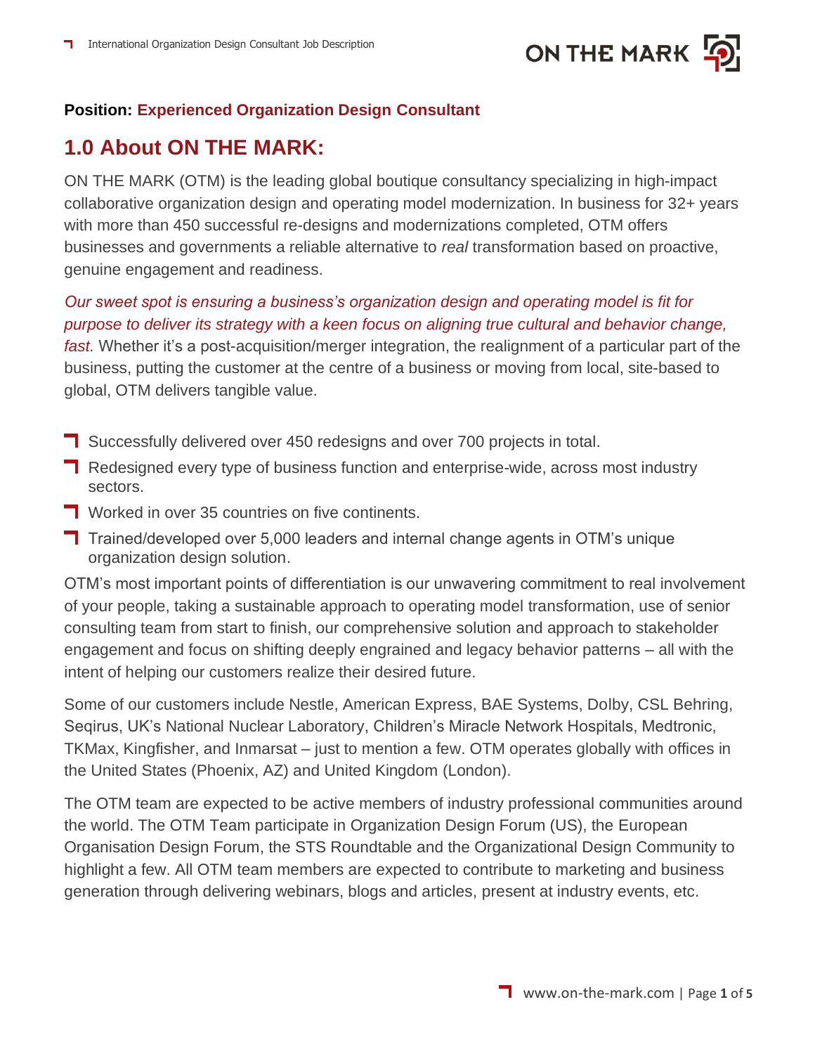**Position: Experienced Organization Design Consultant**

## 1.0 About ON THE MARK:

ON THE MARK (OTM) is the leading global boutique consultancy specializing in high-impact collaborative organization design and operating model modernization. In business for 32+ years with more than 450 successful re-designs and modernizations completed, OTM offers businesses and governments a reliable alternative to *real* transformation based on proactive, genuine engagement and readiness.

*Our sweet spot is ensuring a business's organization design and operating model is fit for purpose to deliver its strategy with a keen focus on aligning true cultural and behavior change, fast.* Whether it's a post-acquisition/merger integration, the realignment of a particular part of the business, putting the customer at the centre of a business or moving from local, site-based to global, OTM delivers tangible value.

- Successfully delivered over 450 redesigns and over 700 projects in total.
- Redesigned every type of business function and enterprise-wide, across most industry sectors.
- Worked in over 35 countries on five continents.
- Trained/developed over 5,000 leaders and internal change agents in OTM's unique organization design solution.

OTM's most important points of differentiation is our unwavering commitment to real involvement of your people, taking a sustainable approach to operating model transformation, use of senior consulting team from start to finish, our comprehensive solution and approach to stakeholder engagement and focus on shifting deeply engrained and legacy behavior patterns – all with the intent of helping our customers realize their desired future.

Some of our customers include Nestle, American Express, BAE Systems, Dolby, CSL Behring, Seqirus, UK's National Nuclear Laboratory, Children's Miracle Network Hospitals, Medtronic, TKMax, Kingfisher, and Inmarsat – just to mention a few. OTM operates globally with offices in the United States (Phoenix, AZ) and United Kingdom (London).

The OTM team are expected to be active members of industry professional communities around the world. The OTM Team participate in Organization Design Forum (US), the European Organisation Design Forum, the STS Roundtable and the Organizational Design Community to highlight a few. All OTM team members are expected to contribute to marketing and business generation through delivering webinars, blogs and articles, present at industry events, etc.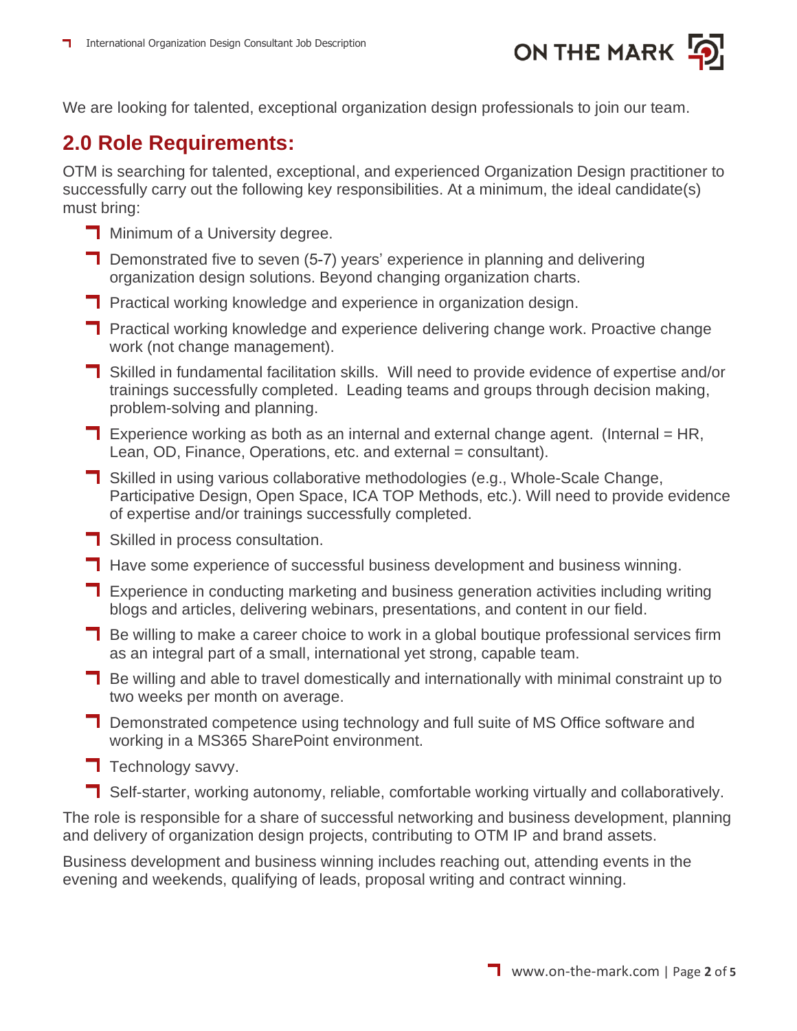We are looking for talented, exceptional organization design professionals to join our team.

## 2.0 Role Requirements:

OTM is searching for talented, exceptional, and experienced Organization Design practitioner to successfully carry out the following key responsibilities. At a minimum, the ideal candidate(s) must bring:

- Minimum of a University degree.
- Demonstrated five to seven (5-7) years' experience in planning and delivering organization design solutions. Beyond changing organization charts.
- Practical working knowledge and experience in organization design.
- Practical working knowledge and experience delivering change work. Proactive change work (not change management).
- Skilled in fundamental facilitation skills. Will need to provide evidence of expertise and/or trainings successfully completed. Leading teams and groups through decision making, problem-solving and planning.
- Experience working as both as an internal and external change agent. (Internal = HR, Lean, OD, Finance, Operations, etc. and external = consultant).
- Skilled in using various collaborative methodologies (e.g., Whole-Scale Change, Participative Design, Open Space, ICA TOP Methods, etc.). Will need to provide evidence of expertise and/or trainings successfully completed.
- Skilled in process consultation.
- Have some experience of successful business development and business winning.
- Experience in conducting marketing and business generation activities including writing blogs and articles, delivering webinars, presentations, and content in our field.
- Be willing to make a career choice to work in a global boutique professional services firm as an integral part of a small, international yet strong, capable team.
- Be willing and able to travel domestically and internationally with minimal constraint up to two weeks per month on average.
- Demonstrated competence using technology and full suite of MS Office software and working in a MS365 SharePoint environment.
- Technology savvy.
- Self-starter, working autonomy, reliable, comfortable working virtually and collaboratively.

The role is responsible for a share of successful networking and business development, planning and delivery of organization design projects, contributing to OTM IP and brand assets.

Business development and business winning includes reaching out, attending events in the evening and weekends, qualifying of leads, proposal writing and contract winning.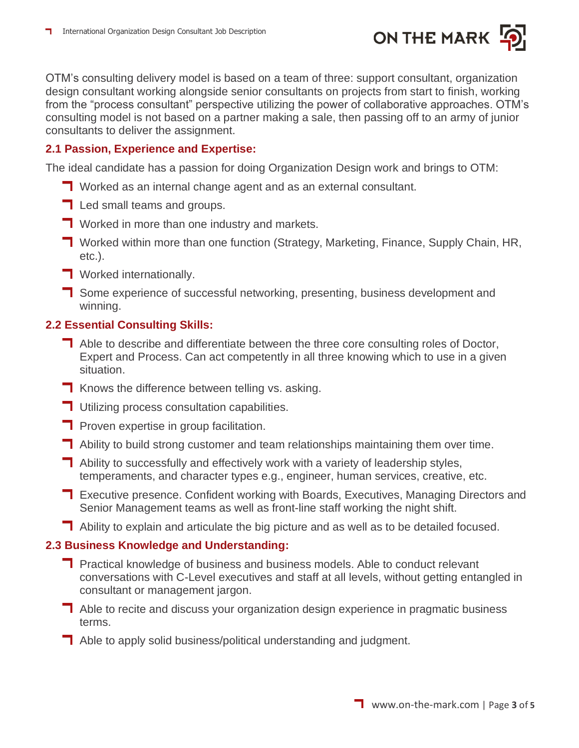OTM's consulting delivery model is based on a team of three: support consultant, organization design consultant working alongside senior consultants on projects from start to finish, working from the "process consultant" perspective utilizing the power of collaborative approaches. OTM's consulting model is not based on a partner making a sale, then passing off to an army of junior consultants to deliver the assignment.

### 2.1 Passion, Experience and Expertise:

The ideal candidate has a passion for doing Organization Design work and brings to OTM:

- Worked as an internal change agent and as an external consultant.
- Led small teams and groups.
- Worked in more than one industry and markets.
- Worked within more than one function (Strategy, Marketing, Finance, Supply Chain, HR, etc.).
- Worked internationally.
- Some experience of successful networking, presenting, business development and winning.

### 2.2 Essential Consulting Skills:

- Able to describe and differentiate between the three core consulting roles of Doctor, Expert and Process. Can act competently in all three knowing which to use in a given situation.
- Knows the difference between telling vs. asking.
- Utilizing process consultation capabilities.
- Proven expertise in group facilitation.
- Ability to build strong customer and team relationships maintaining them over time.
- Ability to successfully and effectively work with a variety of leadership styles, temperaments, and character types e.g., engineer, human services, creative, etc.
- Executive presence. Confident working with Boards, Executives, Managing Directors and Senior Management teams as well as front-line staff working the night shift.
- Ability to explain and articulate the big picture and as well as to be detailed focused.

### 2.3 Business Knowledge and Understanding:

- Practical knowledge of business and business models. Able to conduct relevant conversations with C-Level executives and staff at all levels, without getting entangled in consultant or management jargon.
- Able to recite and discuss your organization design experience in pragmatic business terms.
- Able to apply solid business/political understanding and judgment.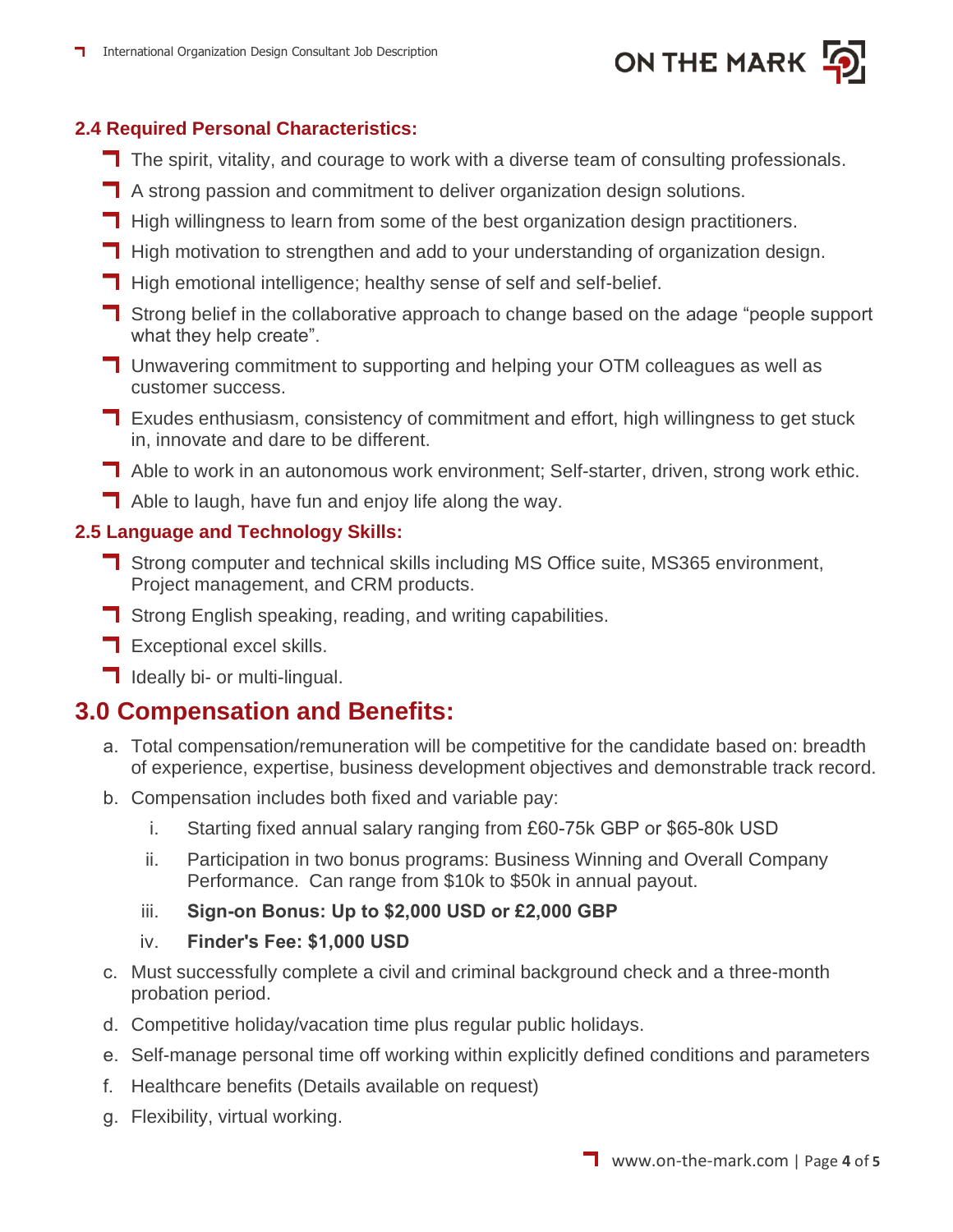### 2.4 Required Personal Characteristics:

- The spirit, vitality, and courage to work with a diverse team of consulting professionals.
- A strong passion and commitment to deliver organization design solutions.
- High willingness to learn from some of the best organization design practitioners.
- High motivation to strengthen and add to your understanding of organization design.
- High emotional intelligence; healthy sense of self and self-belief.
- Strong belief in the collaborative approach to change based on the adage "people support what they help create".
- Unwavering commitment to supporting and helping your OTM colleagues as well as customer success.
- Exudes enthusiasm, consistency of commitment and effort, high willingness to get stuck in, innovate and dare to be different.
- Able to work in an autonomous work environment; Self-starter, driven, strong work ethic.
- Able to laugh, have fun and enjoy life along the way.

### 2.5 Language and Technology Skills:

- Strong computer and technical skills including MS Office suite, MS365 environment, Project management, and CRM products.
- Strong English speaking, reading, and writing capabilities.
- Exceptional excel skills.
- Ideally bi- or multi-lingual.

## 3.0 Compensation and Benefits:

a. Total compensation/remuneration will be competitive for the candidate based on: breadth of experience, expertise, business development objectives and demonstrable track record.
b. Compensation includes both fixed and variable pay:
   i. Starting fixed annual salary ranging from £60-75k GBP or $65-80k USD
   ii. Participation in two bonus programs: Business Winning and Overall Company Performance. Can range from $10k to $50k in annual payout.
   iii. **Sign-on Bonus: Up to $2,000 USD or £2,000 GBP**
   iv. **Finder's Fee: $1,000 USD**
c. Must successfully complete a civil and criminal background check and a three-month probation period.
d. Competitive holiday/vacation time plus regular public holidays.
e. Self-manage personal time off working within explicitly defined conditions and parameters
f. Healthcare benefits (Details available on request)
g. Flexibility, virtual working.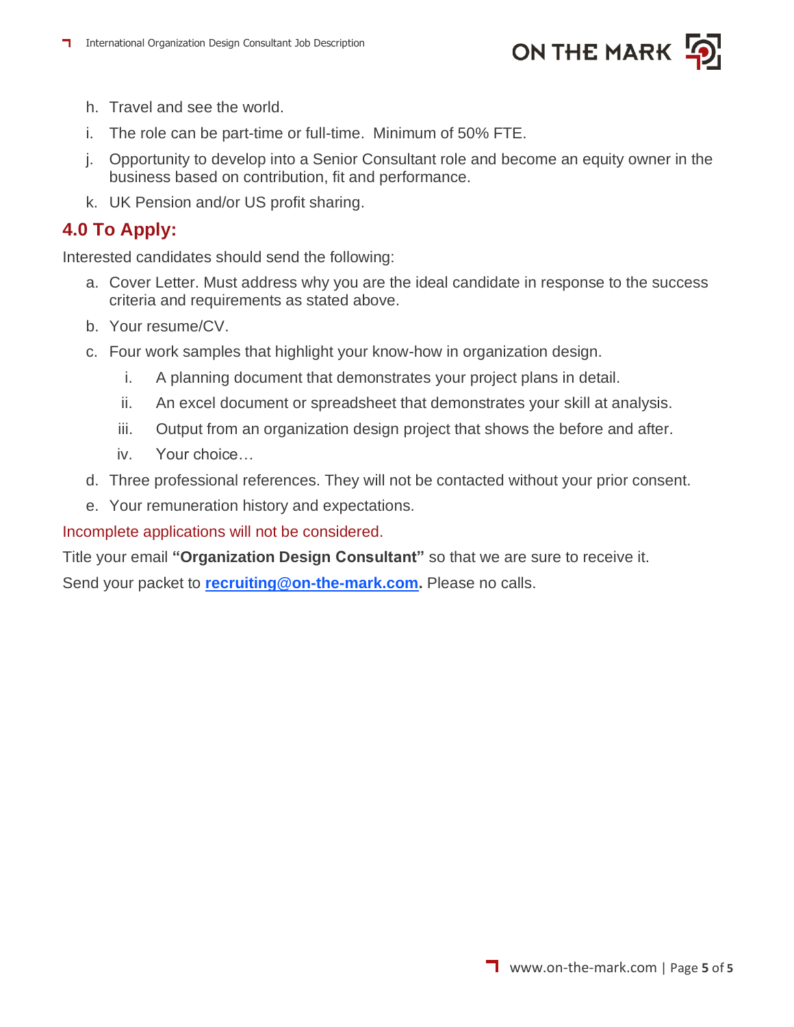h. Travel and see the world.

i. The role can be part-time or full-time. Minimum of 50% FTE.

j. Opportunity to develop into a Senior Consultant role and become an equity owner in the business based on contribution, fit and performance.

k. UK Pension and/or US profit sharing.

## 4.0 To Apply:

Interested candidates should send the following:

a. Cover Letter. Must address why you are the ideal candidate in response to the success criteria and requirements as stated above.

b. Your resume/CV.

c. Four work samples that highlight your know-how in organization design.

   i. A planning document that demonstrates your project plans in detail.

   ii. An excel document or spreadsheet that demonstrates your skill at analysis.

   iii. Output from an organization design project that shows the before and after.

   iv. Your choice…

d. Three professional references. They will not be contacted without your prior consent.

e. Your remuneration history and expectations.

Incomplete applications will not be considered.

Title your email **"Organization Design Consultant"** so that we are sure to receive it.

Send your packet to **recruiting@on-the-mark.com.** Please no calls.